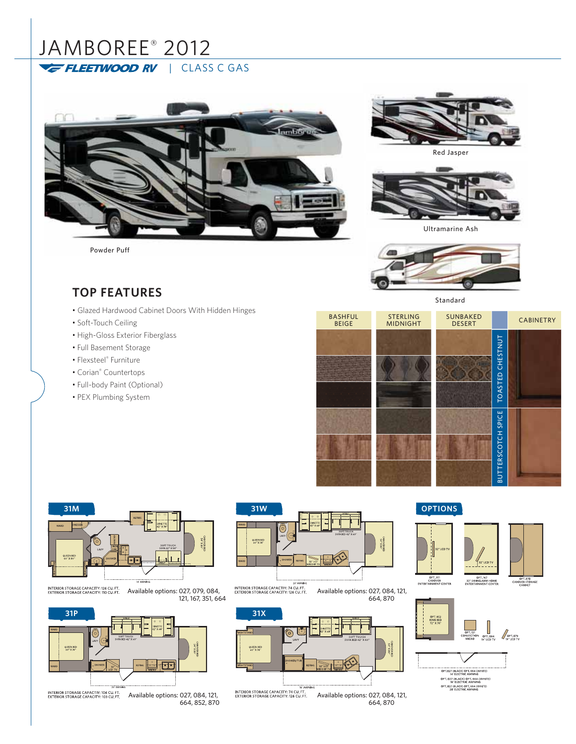# JAMBOREE® 2012

FLEETWOOD RV | CLASS C GAS

Powder Puff

Red Jasper

Ultramarine Ash

Standard

## TOP FEATURES

- Glazed Hardwood Cabinet Doors With Hidden Hinges
- Soft-Touch Ceiling
- High-Gloss Exterior Fiberglass
- Full Basement Storage
- Flexsteel® Furniture
- Corian® Countertops
- Full-body Paint (Optional)
- PEX Plumbing System

| BASHFUL BEIGE | STERLING MIDNIGHT | SUNBAKED DESERT | | CABINETRY |
|---|---|---|---|---|
| | | | TOASTED CHESTNUT | |
| | | | BUTTERSCOTCH SPICE | |

## 31M

INTERIOR STORAGE CAPACITY: 126 CU. FT.
EXTERIOR STORAGE CAPACITY: 110 CU. FT.

Available options: 027, 079, 084, 121, 167, 351, 664

## 31W

INTERIOR STORAGE CAPACITY: 74 CU. FT.
EXTERIOR STORAGE CAPACITY: 126 CU. FT.

Available options: 027, 084, 121, 664, 870

## 31P

INTERIOR STORAGE CAPACITY: 106 CU. FT.
EXTERIOR STORAGE CAPACITY: 103 CU. FT.

Available options: 027, 084, 121, 664, 852, 870

## 31X

INTERIOR STORAGE CAPACITY: 74 CU. FT.
EXTERIOR STORAGE CAPACITY: 126 CU. FT.

Available options: 027, 084, 121, 664, 870

## OPTIONS

OPT. 351 CABOVER ENTERTAINMENT CENTER

OPT. 167 32" SWING-ARM HOME ENTERTAINMENT CENTER

OPT. 870 CABOVER STORAGE CABINET

OPT. 852 KING BED 72" X 78"

OPT. 121 CONVECTION MICRO

OPT. 084 19" LCD TV

OPT. 079 19" LCD TV

OPT. 027 (BLACK) OPT. 664 (WHITE) 14' ELECTRIC AWNING

OPT. 027 (BLACK) OPT. 664 (WHITE) 16' ELECTRIC AWNING

OPT. 027 (BLACK) OPT. 664 (WHITE) 20' ELECTRIC AWNING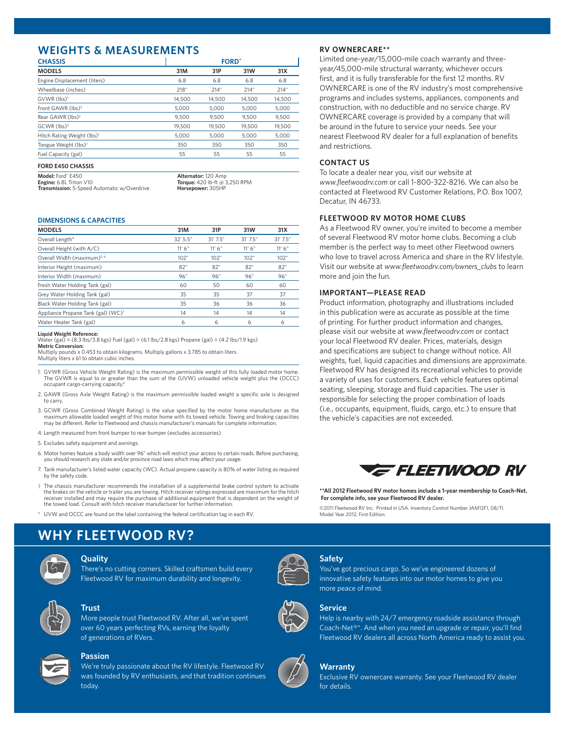# WEIGHTS & MEASUREMENTS

| CHASSIS | FORD® | | | |
|---|---|---|---|---|
| MODELS | 31M | 31P | 31W | 31X |
| Engine Displacement (liters) | 6.8 | 6.8 | 6.8 | 6.8 |
| Wheelbase (inches) | 218" | 214" | 214" | 214" |
| GVWR (lbs)[1] | 14,500 | 14,500 | 14,500 | 14,500 |
| Front GAWR (lbs)[2] | 5,000 | 5,000 | 5,000 | 5,000 |
| Rear GAWR (lbs)[2] | 9,500 | 9,500 | 9,500 | 9,500 |
| GCWR (lbs)[3] | 19,500 | 19,500 | 19,500 | 19,500 |
| Hitch Rating Weight (lbs)† | 5,000 | 5,000 | 5,000 | 5,000 |
| Tongue Weight (lbs)† | 350 | 350 | 350 | 350 |
| Fuel Capacity (gal) | 55 | 55 | 55 | 55 |

**FORD E450 CHASSIS**

**Model:** Ford® E450
**Engine:** 6.8L Triton V10
**Transmission:** 5-Speed Automatic w/Overdrive
**Alternator:** 120 Amp
**Torque:** 420 lb-ft @ 3,250 RPM
**Horsepower:** 305HP

## DIMENSIONS & CAPACITIES

| MODELS | 31M | 31P | 31W | 31X |
|---|---|---|---|---|
| Overall Length[4] | 32' 5.5" | 31' 7.5" | 31' 7.5" | 31' 7.5" |
| Overall Height (with A/C) | 11' 6" | 11' 6" | 11' 6" | 11' 6" |
| Overall Width (maximum)[5, 6] | 102" | 102" | 102" | 102" |
| Interior Height (maximum) | 82" | 82" | 82" | 82" |
| Interior Width (maximum) | 96" | 96" | 96" | 96" |
| Fresh Water Holding Tank (gal) | 60 | 50 | 60 | 60 |
| Grey Water Holding Tank (gal) | 35 | 35 | 37 | 37 |
| Black Water Holding Tank (gal) | 35 | 36 | 36 | 36 |
| Appliance Propane Tank (gal) (WC)[7] | 14 | 14 | 14 | 14 |
| Water Heater Tank (gal) | 6 | 6 | 6 | 6 |

**Liquid Weight Reference:**
Water (gal) = (8.3 lbs/3.8 kgs) Fuel (gal) = (6.1 lbs/2.8 kgs) Propane (gal) = (4.2 lbs/1.9 kgs)
**Metric Conversion:**
Multiply pounds x 0.453 to obtain kilograms. Multiply gallons x 3.785 to obtain liters.
Multiply liters x 61 to obtain cubic inches.

1. GVWR (Gross Vehicle Weight Rating) is the maximum permissible weight of this fully loaded motor home. The GVWR is equal to or greater than the sum of the (UVW) unloaded vehicle weight plus the (OCCC) occupant cargo-carrying capacity.*
2. GAWR (Gross Axle Weight Rating) is the maximum permissible loaded weight a specific axle is designed to carry.
3. GCWR (Gross Combined Weight Rating) is the value specified by the motor home manufacturer as the maximum allowable loaded weight of this motor home with its towed vehicle. Towing and braking capacities may be different. Refer to Fleetwood and chassis manufacturer's manuals for complete information.
4. Length measured from front bumper to rear bumper (excludes accessories).
5. Excludes safety equipment and awnings.
6. Motor homes feature a body width over 96" which will restrict your access to certain roads. Before purchasing, you should research any state and/or province road laws which may affect your usage.
7. Tank manufacturer's listed water capacity (WC). Actual propane capacity is 80% of water listing as required by the safety code.

† The chassis manufacturer recommends the installation of a supplemental brake control system to activate the brakes on the vehicle or trailer you are towing. Hitch receiver ratings expressed are maximum for the hitch receiver installed and may require the purchase of additional equipment that is dependent on the weight of the towed load. Consult with hitch receiver manufacturer for further information.

* UVW and OCCC are found on the label containing the federal certification tag in each RV.

### RV OWNERCARE**

Limited one-year/15,000-mile coach warranty and three-year/45,000-mile structural warranty, whichever occurs first, and it is fully transferable for the first 12 months. RV OWNERCARE is one of the RV industry's most comprehensive programs and includes systems, appliances, components and construction, with no deductible and no service charge. RV OWNERCARE coverage is provided by a company that will be around in the future to service your needs. See your nearest Fleetwood RV dealer for a full explanation of benefits and restrictions.

### CONTACT US

To locate a dealer near you, visit our website at *www.fleetwoodrv.com* or call 1-800-322-8216. We can also be contacted at Fleetwood RV Customer Relations, P.O. Box 1007, Decatur, IN 46733.

### FLEETWOOD RV MOTOR HOME CLUBS

As a Fleetwood RV owner, you're invited to become a member of several Fleetwood RV motor home clubs. Becoming a club member is the perfect way to meet other Fleetwood owners who love to travel across America and share in the RV lifestyle. Visit our website at *www.fleetwoodrv.com/owners_clubs* to learn more and join the fun.

### IMPORTANT—PLEASE READ

Product information, photography and illustrations included in this publication were as accurate as possible at the time of printing. For further product information and changes, please visit our website at *www.fleetwoodrv.com* or contact your local Fleetwood RV dealer. Prices, materials, design and specifications are subject to change without notice. All weights, fuel, liquid capacities and dimensions are approximate. Fleetwood RV has designed its recreational vehicles to provide a variety of uses for customers. Each vehicle features optimal seating, sleeping, storage and fluid capacities. The user is responsible for selecting the proper combination of loads (i.e., occupants, equipment, fluids, cargo, etc.) to ensure that the vehicle's capacities are not exceeded.

FLEETWOOD RV

**\*\*All 2012 Fleetwood RV motor homes include a 1-year membership to Coach-Net. For complete info, see your Fleetwood RV dealer.**

©2011 Fleetwood RV Inc. Printed in USA. Inventory Control Number JAM12F1, 08/11. Model Year 2012, First Edition.

# WHY FLEETWOOD RV?

### Quality

There's no cutting corners. Skilled craftsmen build every Fleetwood RV for maximum durability and longevity.

### Trust

More people trust Fleetwood RV. After all, we've spent over 60 years perfecting RVs, earning the loyalty of generations of RVers.

### Passion

We're truly passionate about the RV lifestyle. Fleetwood RV was founded by RV enthusiasts, and that tradition continues today.

### Safety

You've got precious cargo. So we've engineered dozens of innovative safety features into our motor homes to give you more peace of mind.

### Service

Help is nearby with 24/7 emergency roadside assistance through Coach-Net®*. And when you need an upgrade or repair, you'll find Fleetwood RV dealers all across North America ready to assist you.

### Warranty

Exclusive RV ownercare warranty. See your Fleetwood RV dealer for details.